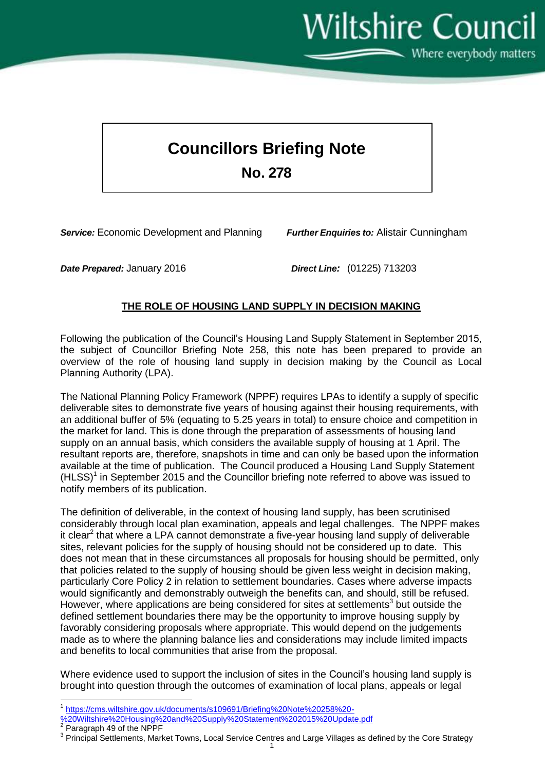Wiltshire Council

Where everybody matters

# Councillors Briefing Note

## No. 278

***Service:*** Economic Development and Planning ***Further Enquiries to:*** Alistair Cunningham

***Date Prepared:*** January 2016 ***Direct Line:*** (01225) 713203

## THE ROLE OF HOUSING LAND SUPPLY IN DECISION MAKING

Following the publication of the Council's Housing Land Supply Statement in September 2015, the subject of Councillor Briefing Note 258, this note has been prepared to provide an overview of the role of housing land supply in decision making by the Council as Local Planning Authority (LPA).

The National Planning Policy Framework (NPPF) requires LPAs to identify a supply of specific deliverable sites to demonstrate five years of housing against their housing requirements, with an additional buffer of 5% (equating to 5.25 years in total) to ensure choice and competition in the market for land. This is done through the preparation of assessments of housing land supply on an annual basis, which considers the available supply of housing at 1 April. The resultant reports are, therefore, snapshots in time and can only be based upon the information available at the time of publication. The Council produced a Housing Land Supply Statement (HLSS)[1] in September 2015 and the Councillor briefing note referred to above was issued to notify members of its publication.

The definition of deliverable, in the context of housing land supply, has been scrutinised considerably through local plan examination, appeals and legal challenges. The NPPF makes it clear[2] that where a LPA cannot demonstrate a five-year housing land supply of deliverable sites, relevant policies for the supply of housing should not be considered up to date. This does not mean that in these circumstances all proposals for housing should be permitted, only that policies related to the supply of housing should be given less weight in decision making, particularly Core Policy 2 in relation to settlement boundaries. Cases where adverse impacts would significantly and demonstrably outweigh the benefits can, and should, still be refused. However, where applications are being considered for sites at settlements[3] but outside the defined settlement boundaries there may be the opportunity to improve housing supply by favorably considering proposals where appropriate. This would depend on the judgements made as to where the planning balance lies and considerations may include limited impacts and benefits to local communities that arise from the proposal.

Where evidence used to support the inclusion of sites in the Council's housing land supply is brought into question through the outcomes of examination of local plans, appeals or legal

---

[1] https://cms.wiltshire.gov.uk/documents/s109691/Briefing%20Note%20258%20-%20Wiltshire%20Housing%20and%20Supply%20Statement%202015%20Update.pdf

[2] Paragraph 49 of the NPPF

[3] Principal Settlements, Market Towns, Local Service Centres and Large Villages as defined by the Core Strategy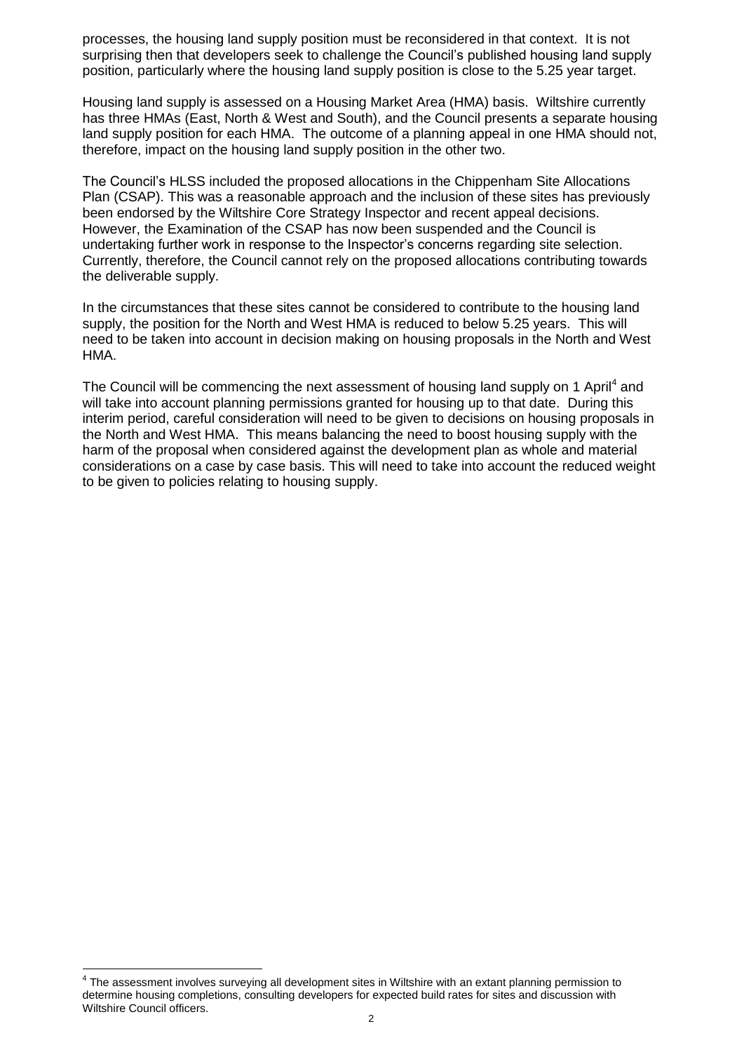processes, the housing land supply position must be reconsidered in that context. It is not surprising then that developers seek to challenge the Council's published housing land supply position, particularly where the housing land supply position is close to the 5.25 year target.

Housing land supply is assessed on a Housing Market Area (HMA) basis. Wiltshire currently has three HMAs (East, North & West and South), and the Council presents a separate housing land supply position for each HMA. The outcome of a planning appeal in one HMA should not, therefore, impact on the housing land supply position in the other two.

The Council's HLSS included the proposed allocations in the Chippenham Site Allocations Plan (CSAP). This was a reasonable approach and the inclusion of these sites has previously been endorsed by the Wiltshire Core Strategy Inspector and recent appeal decisions. However, the Examination of the CSAP has now been suspended and the Council is undertaking further work in response to the Inspector's concerns regarding site selection. Currently, therefore, the Council cannot rely on the proposed allocations contributing towards the deliverable supply.

In the circumstances that these sites cannot be considered to contribute to the housing land supply, the position for the North and West HMA is reduced to below 5.25 years. This will need to be taken into account in decision making on housing proposals in the North and West HMA.

The Council will be commencing the next assessment of housing land supply on 1 April[4] and will take into account planning permissions granted for housing up to that date. During this interim period, careful consideration will need to be given to decisions on housing proposals in the North and West HMA. This means balancing the need to boost housing supply with the harm of the proposal when considered against the development plan as whole and material considerations on a case by case basis. This will need to take into account the reduced weight to be given to policies relating to housing supply.

[4] The assessment involves surveying all development sites in Wiltshire with an extant planning permission to determine housing completions, consulting developers for expected build rates for sites and discussion with Wiltshire Council officers.